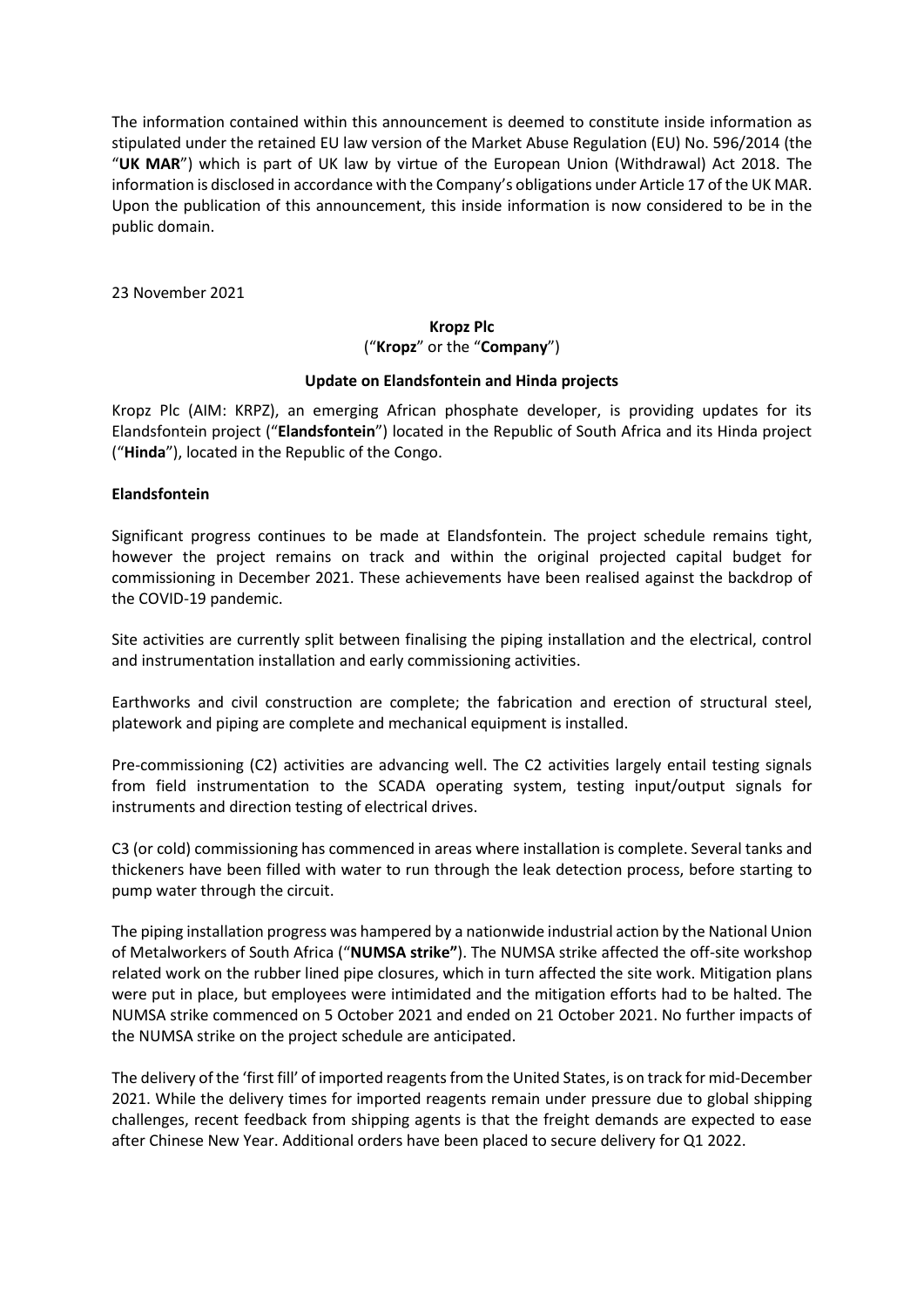The information contained within this announcement is deemed to constitute inside information as stipulated under the retained EU law version of the Market Abuse Regulation (EU) No. 596/2014 (the "**UK MAR**") which is part of UK law by virtue of the European Union (Withdrawal) Act 2018. The information is disclosed in accordance with the Company's obligations under Article 17 of the UK MAR. Upon the publication of this announcement, this inside information is now considered to be in the public domain.

23 November 2021

**Kropz Plc**
("**Kropz**" or the "**Company**")

**Update on Elandsfontein and Hinda projects**

Kropz Plc (AIM: KRPZ), an emerging African phosphate developer, is providing updates for its Elandsfontein project ("**Elandsfontein**") located in the Republic of South Africa and its Hinda project ("**Hinda**"), located in the Republic of the Congo.

**Elandsfontein**

Significant progress continues to be made at Elandsfontein. The project schedule remains tight, however the project remains on track and within the original projected capital budget for commissioning in December 2021. These achievements have been realised against the backdrop of the COVID-19 pandemic.

Site activities are currently split between finalising the piping installation and the electrical, control and instrumentation installation and early commissioning activities.

Earthworks and civil construction are complete; the fabrication and erection of structural steel, platework and piping are complete and mechanical equipment is installed.

Pre-commissioning (C2) activities are advancing well. The C2 activities largely entail testing signals from field instrumentation to the SCADA operating system, testing input/output signals for instruments and direction testing of electrical drives.

C3 (or cold) commissioning has commenced in areas where installation is complete. Several tanks and thickeners have been filled with water to run through the leak detection process, before starting to pump water through the circuit.

The piping installation progress was hampered by a nationwide industrial action by the National Union of Metalworkers of South Africa ("**NUMSA strike"**). The NUMSA strike affected the off-site workshop related work on the rubber lined pipe closures, which in turn affected the site work. Mitigation plans were put in place, but employees were intimidated and the mitigation efforts had to be halted. The NUMSA strike commenced on 5 October 2021 and ended on 21 October 2021. No further impacts of the NUMSA strike on the project schedule are anticipated.

The delivery of the 'first fill' of imported reagents from the United States, is on track for mid-December 2021. While the delivery times for imported reagents remain under pressure due to global shipping challenges, recent feedback from shipping agents is that the freight demands are expected to ease after Chinese New Year. Additional orders have been placed to secure delivery for Q1 2022.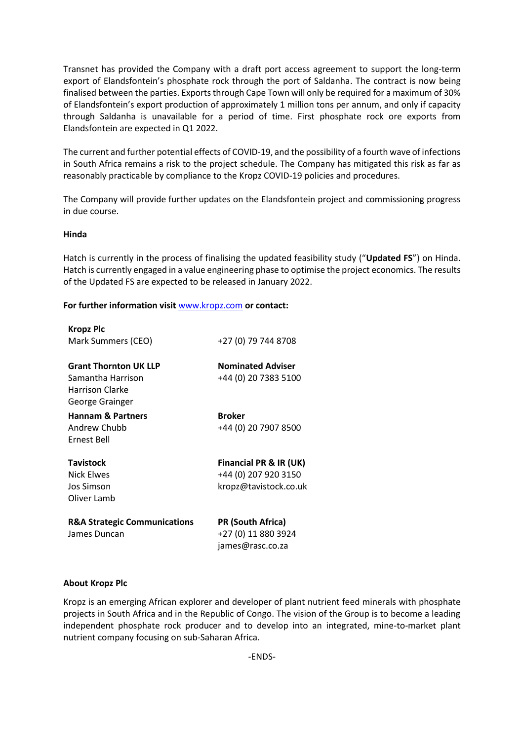Transnet has provided the Company with a draft port access agreement to support the long-term export of Elandsfontein's phosphate rock through the port of Saldanha. The contract is now being finalised between the parties. Exports through Cape Town will only be required for a maximum of 30% of Elandsfontein's export production of approximately 1 million tons per annum, and only if capacity through Saldanha is unavailable for a period of time. First phosphate rock ore exports from Elandsfontein are expected in Q1 2022.

The current and further potential effects of COVID-19, and the possibility of a fourth wave of infections in South Africa remains a risk to the project schedule. The Company has mitigated this risk as far as reasonably practicable by compliance to the Kropz COVID-19 policies and procedures.

The Company will provide further updates on the Elandsfontein project and commissioning progress in due course.

**Hinda**

Hatch is currently in the process of finalising the updated feasibility study ("**Updated FS**") on Hinda. Hatch is currently engaged in a value engineering phase to optimise the project economics. The results of the Updated FS are expected to be released in January 2022.

**For further information visit** www.kropz.com **or contact:**

| | |
|---|---|
| **Kropz Plc**<br>Mark Summers (CEO) | +27 (0) 79 744 8708 |
| **Grant Thornton UK LLP**<br>Samantha Harrison<br>Harrison Clarke<br>George Grainger | **Nominated Adviser**<br>+44 (0) 20 7383 5100 |
| **Hannam & Partners**<br>Andrew Chubb<br>Ernest Bell | **Broker**<br>+44 (0) 20 7907 8500 |
| **Tavistock**<br>Nick Elwes<br>Jos Simson<br>Oliver Lamb | **Financial PR & IR (UK)**<br>+44 (0) 207 920 3150<br>kropz@tavistock.co.uk |
| **R&A Strategic Communications**<br>James Duncan | **PR (South Africa)**<br>+27 (0) 11 880 3924<br>james@rasc.co.za |

**About Kropz Plc**

Kropz is an emerging African explorer and developer of plant nutrient feed minerals with phosphate projects in South Africa and in the Republic of Congo. The vision of the Group is to become a leading independent phosphate rock producer and to develop into an integrated, mine-to-market plant nutrient company focusing on sub-Saharan Africa.

-ENDS-